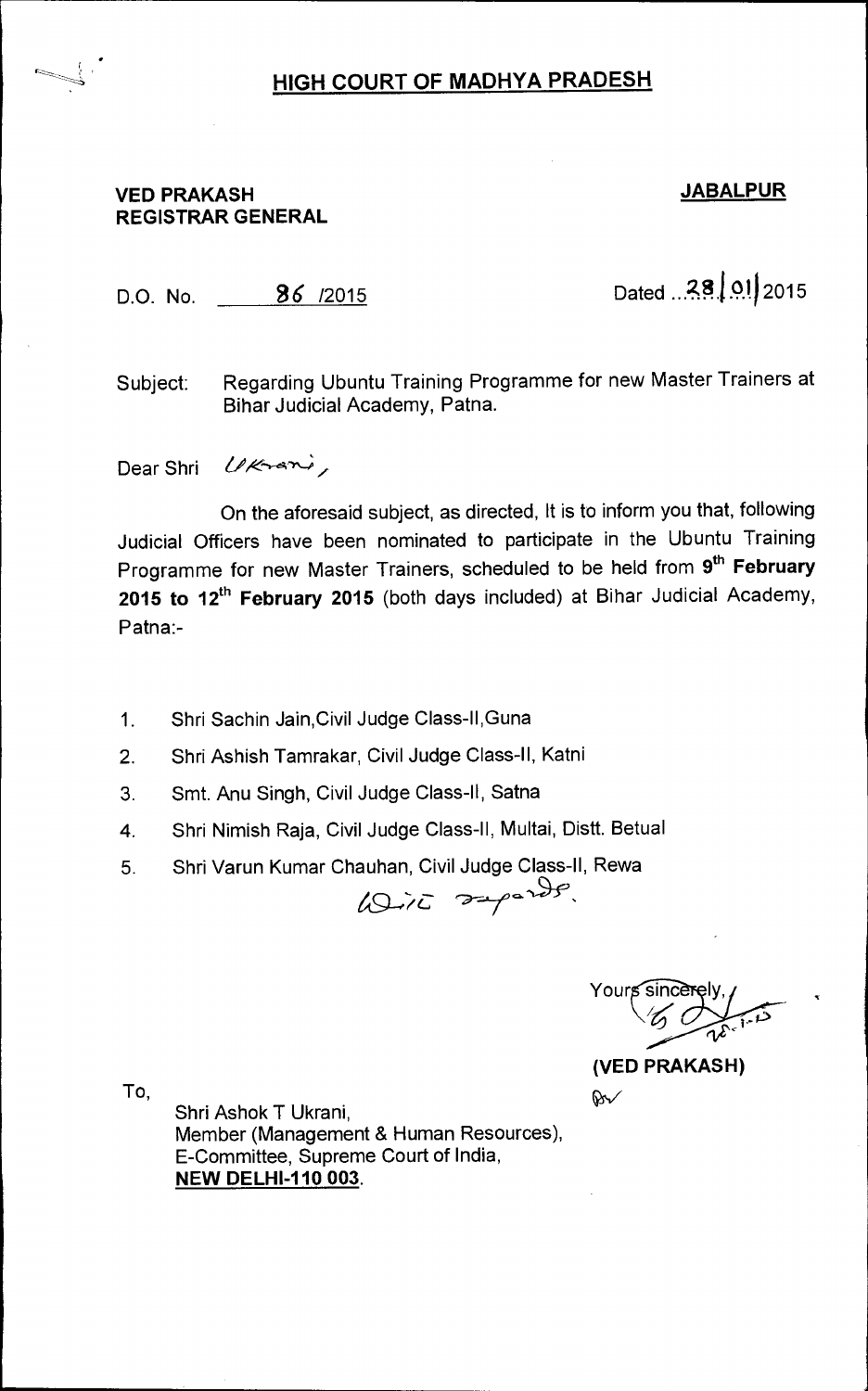## HIGH COURT OF MADHYA PRADESH

**VED PRAKASH**
**REGISTRAR GENERAL**

**JABALPUR**

D.O. No. 86 /2015

Dated ..28|01|2015

Subject: Regarding Ubuntu Training Programme for new Master Trainers at Bihar Judicial Academy, Patna.

Dear Shri Ukrani,

On the aforesaid subject, as directed, It is to inform you that, following Judicial Officers have been nominated to participate in the Ubuntu Training Programme for new Master Trainers, scheduled to be held from **9th February 2015 to 12th February 2015** (both days included) at Bihar Judicial Academy, Patna:-

1. Shri Sachin Jain,Civil Judge Class-II,Guna
2. Shri Ashish Tamrakar, Civil Judge Class-II, Katni
3. Smt. Anu Singh, Civil Judge Class-II, Satna
4. Shri Nimish Raja, Civil Judge Class-II, Multai, Distt. Betual
5. Shri Varun Kumar Chauhan, Civil Judge Class-II, Rewa

With regards.

Yours sincerely,

(VED PRAKASH)

To,

Shri Ashok T Ukrani,
Member (Management & Human Resources),
E-Committee, Supreme Court of India,
**NEW DELHI-110 003**.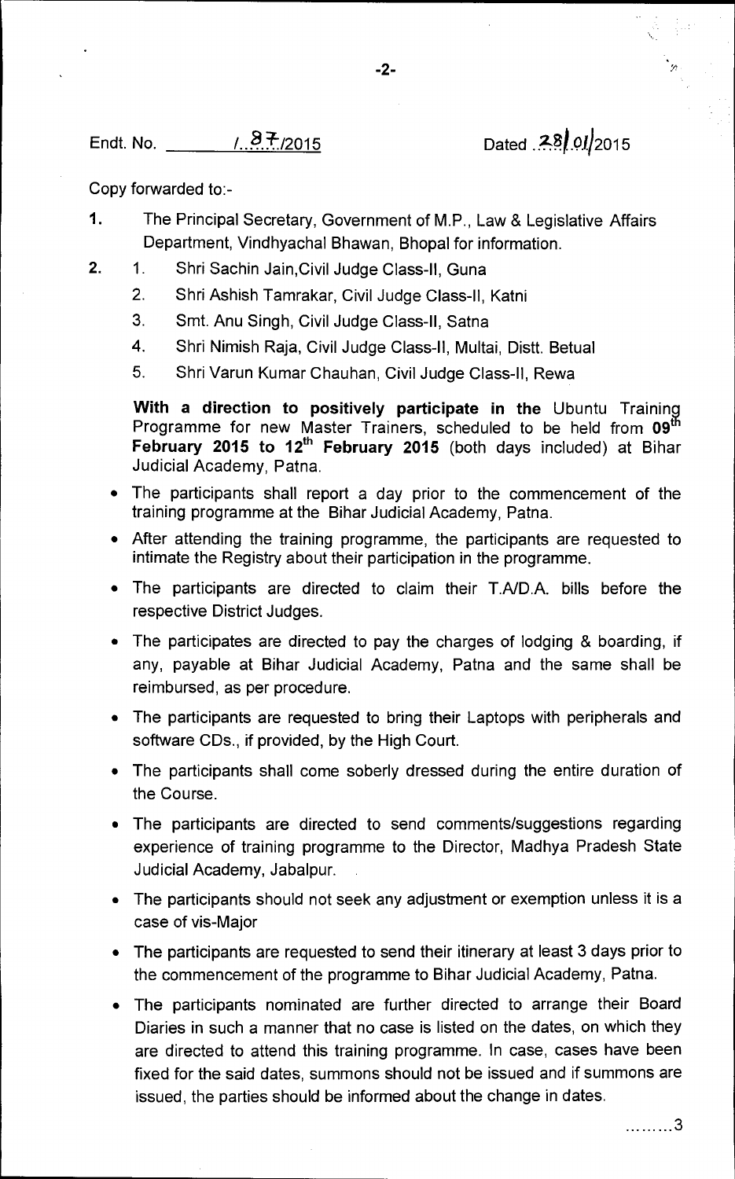Endt. No. ______ /..87../2015 Dated .28/.01/2015

Copy forwarded to:-

1. The Principal Secretary, Government of M.P., Law & Legislative Affairs Department, Vindhyachal Bhawan, Bhopal for information.
2. 1. Shri Sachin Jain,Civil Judge Class-II, Guna
   2. Shri Ashish Tamrakar, Civil Judge Class-II, Katni
   3. Smt. Anu Singh, Civil Judge Class-II, Satna
   4. Shri Nimish Raja, Civil Judge Class-II, Multai, Distt. Betual
   5. Shri Varun Kumar Chauhan, Civil Judge Class-II, Rewa

   **With a direction to positively participate in the** Ubuntu Training Programme for new Master Trainers, scheduled to be held from **09th February 2015 to 12th February 2015** (both days included) at Bihar Judicial Academy, Patna.

- The participants shall report a day prior to the commencement of the training programme at the Bihar Judicial Academy, Patna.
- After attending the training programme, the participants are requested to intimate the Registry about their participation in the programme.
- The participants are directed to claim their T.A/D.A. bills before the respective District Judges.
- The participates are directed to pay the charges of lodging & boarding, if any, payable at Bihar Judicial Academy, Patna and the same shall be reimbursed, as per procedure.
- The participants are requested to bring their Laptops with peripherals and software CDs., if provided, by the High Court.
- The participants shall come soberly dressed during the entire duration of the Course.
- The participants are directed to send comments/suggestions regarding experience of training programme to the Director, Madhya Pradesh State Judicial Academy, Jabalpur.
- The participants should not seek any adjustment or exemption unless it is a case of vis-Major
- The participants are requested to send their itinerary at least 3 days prior to the commencement of the programme to Bihar Judicial Academy, Patna.
- The participants nominated are further directed to arrange their Board Diaries in such a manner that no case is listed on the dates, on which they are directed to attend this training programme. In case, cases have been fixed for the said dates, summons should not be issued and if summons are issued, the parties should be informed about the change in dates.

.........3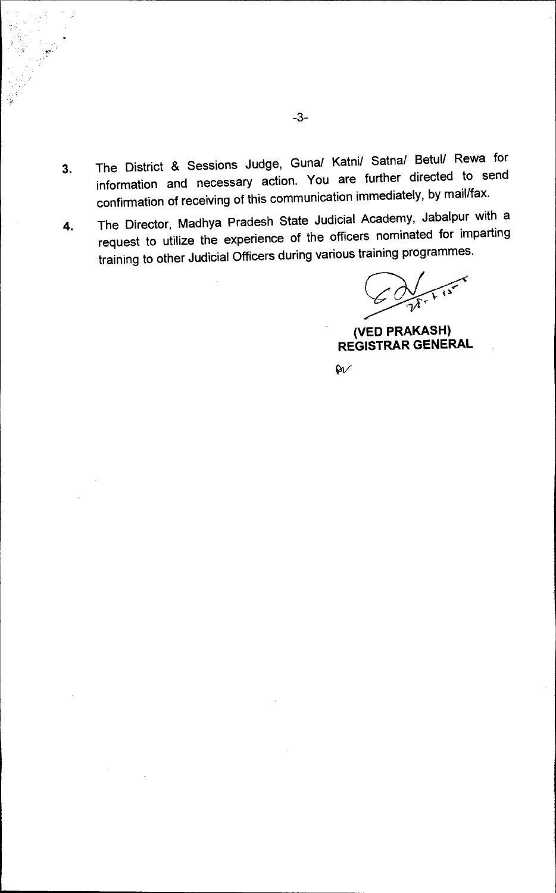3. The District & Sessions Judge, Guna/ Katni/ Satna/ Betul/ Rewa for information and necessary action. You are further directed to send confirmation of receiving of this communication immediately, by mail/fax.

4. The Director, Madhya Pradesh State Judicial Academy, Jabalpur with a request to utilize the experience of the officers nominated for imparting training to other Judicial Officers during various training programmes.

**(VED PRAKASH)**
**REGISTRAR GENERAL**